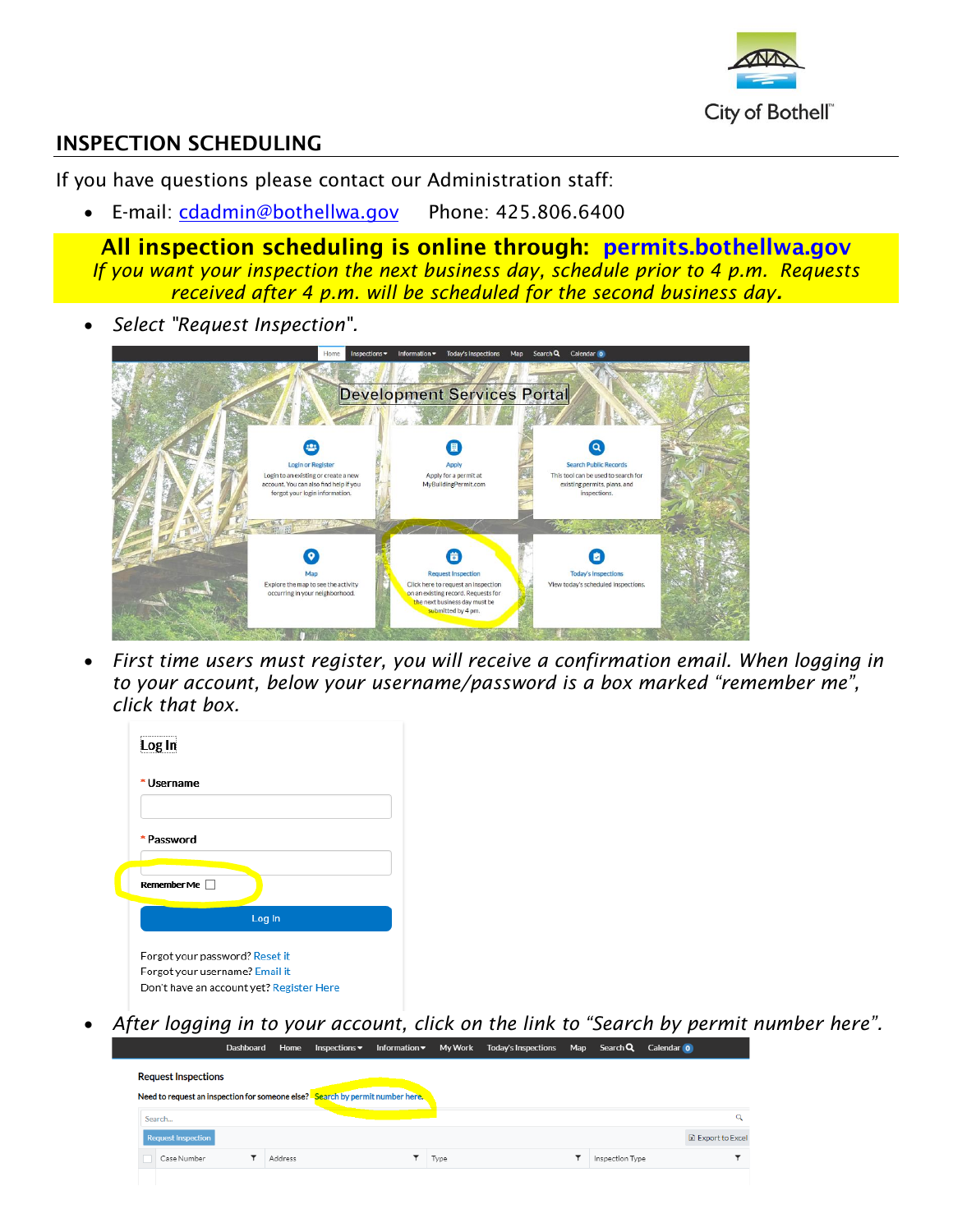City of Bothell™

# INSPECTION SCHEDULING

If you have questions please contact our Administration staff:

- E-mail: cdadmin@bothellwa.gov    Phone: 425.806.6400

**All inspection scheduling is online through: permits.bothellwa.gov**

*If you want your inspection the next business day, schedule prior to 4 p.m. Requests received after 4 p.m. will be scheduled for the second business day.*

- *Select "Request Inspection".*

- *First time users must register, you will receive a confirmation email. When logging in to your account, below your username/password is a box marked "remember me", click that box.*

- *After logging in to your account, click on the link to "Search by permit number here".*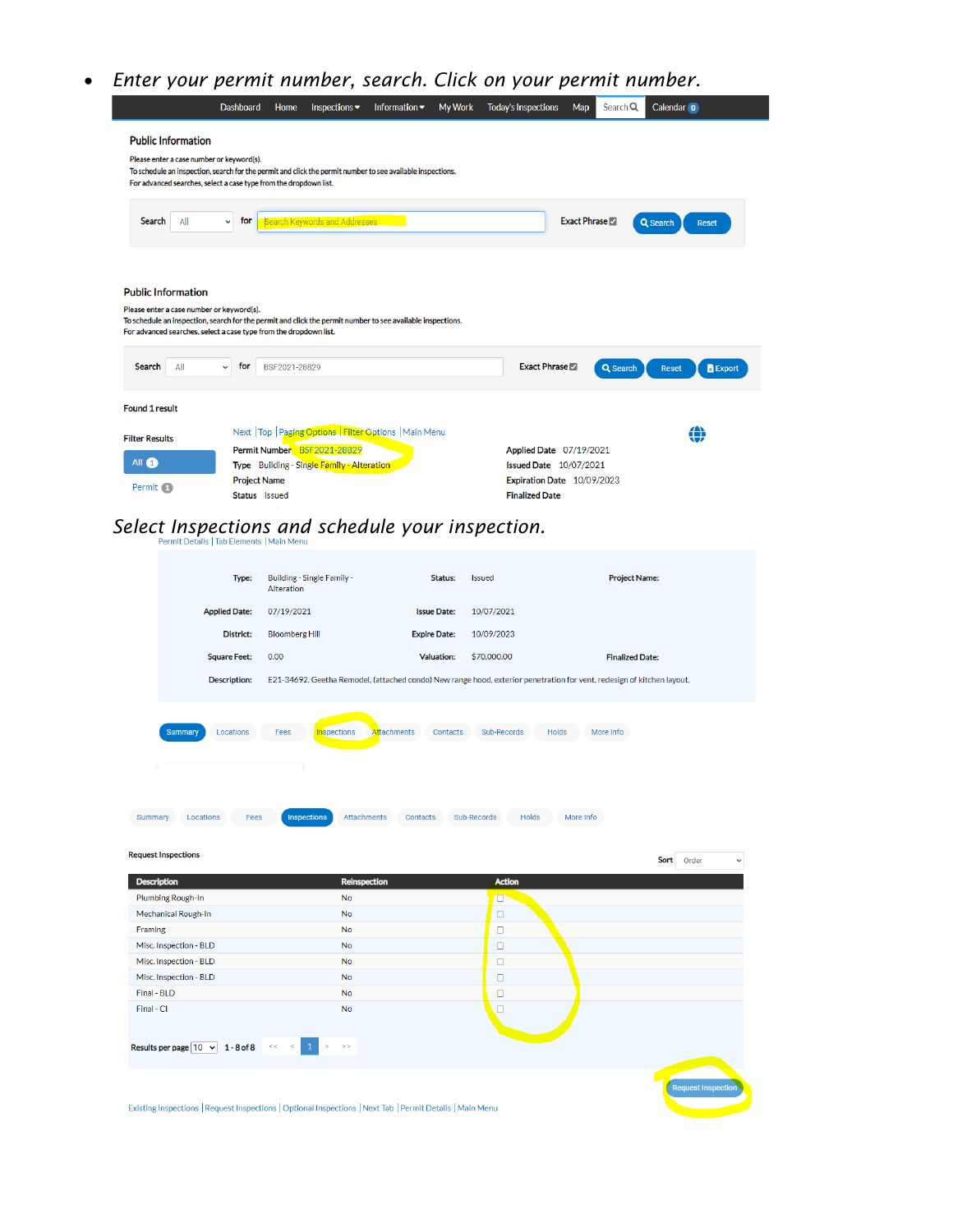- *Enter your permit number, search. Click on your permit number.*

Dashboard Home Inspections Information My Work Today's Inspections Map Search Calendar 0

**Public Information**

Please enter a case number or keyword(s).
To schedule an inspection, search for the permit and click the permit number to see available inspections.
For advanced searches, select a case type from the dropdown list.

Search All for Search Keywords and Addresses Exact Phrase Search Reset

**Public Information**

Please enter a case number or keyword(s).
To schedule an inspection, search for the permit and click the permit number to see available inspections.
For advanced searches, select a case type from the dropdown list.

Search All for BSF2021-28829 Exact Phrase Search Reset Export

Found 1 result

Filter Results

All 1

Permit 1

Next | Top | Paging Options | Filter Options | Main Menu

Permit Number BSF2021-28829
Type Building - Single Family - Alteration
Project Name
Status Issued

Applied Date 07/19/2021
Issued Date 10/07/2021
Expiration Date 10/09/2023
Finalized Date

*Select Inspections and schedule your inspection.*

Permit Details | Tab Elements | Main Menu

| | | | | | |
|---|---|---|---|---|---|
| Type: | Building - Single Family - Alteration | Status: | Issued | Project Name: | |
| Applied Date: | 07/19/2021 | Issue Date: | 10/07/2021 | | |
| District: | Bloomberg Hill | Expire Date: | 10/09/2023 | | |
| Square Feet: | 0.00 | Valuation: | $70,000.00 | Finalized Date: | |
| Description: | E21-34692, Geetha Remodel, (attached condo) New range hood, exterior penetration for vent, redesign of kitchen layout. | | | | |

Summary Locations Fees Inspections Attachments Contacts Sub-Records Holds More Info

Summary Locations Fees Inspections Attachments Contacts Sub-Records Holds More Info

Request Inspections

Sort Order

| Description | Reinspection | Action |
|---|---|---|
| Plumbing Rough-In | No | ☐ |
| Mechanical Rough-In | No | ☐ |
| Framing | No | ☐ |
| Misc. Inspection - BLD | No | ☐ |
| Misc. Inspection - BLD | No | ☐ |
| Misc. Inspection - BLD | No | ☐ |
| Final - BLD | No | ☐ |
| Final - CI | No | ☐ |

Results per page 10 1 - 8 of 8 << < 1 > >>

Request Inspection

Existing Inspections | Request Inspections | Optional Inspections | Next Tab | Permit Details | Main Menu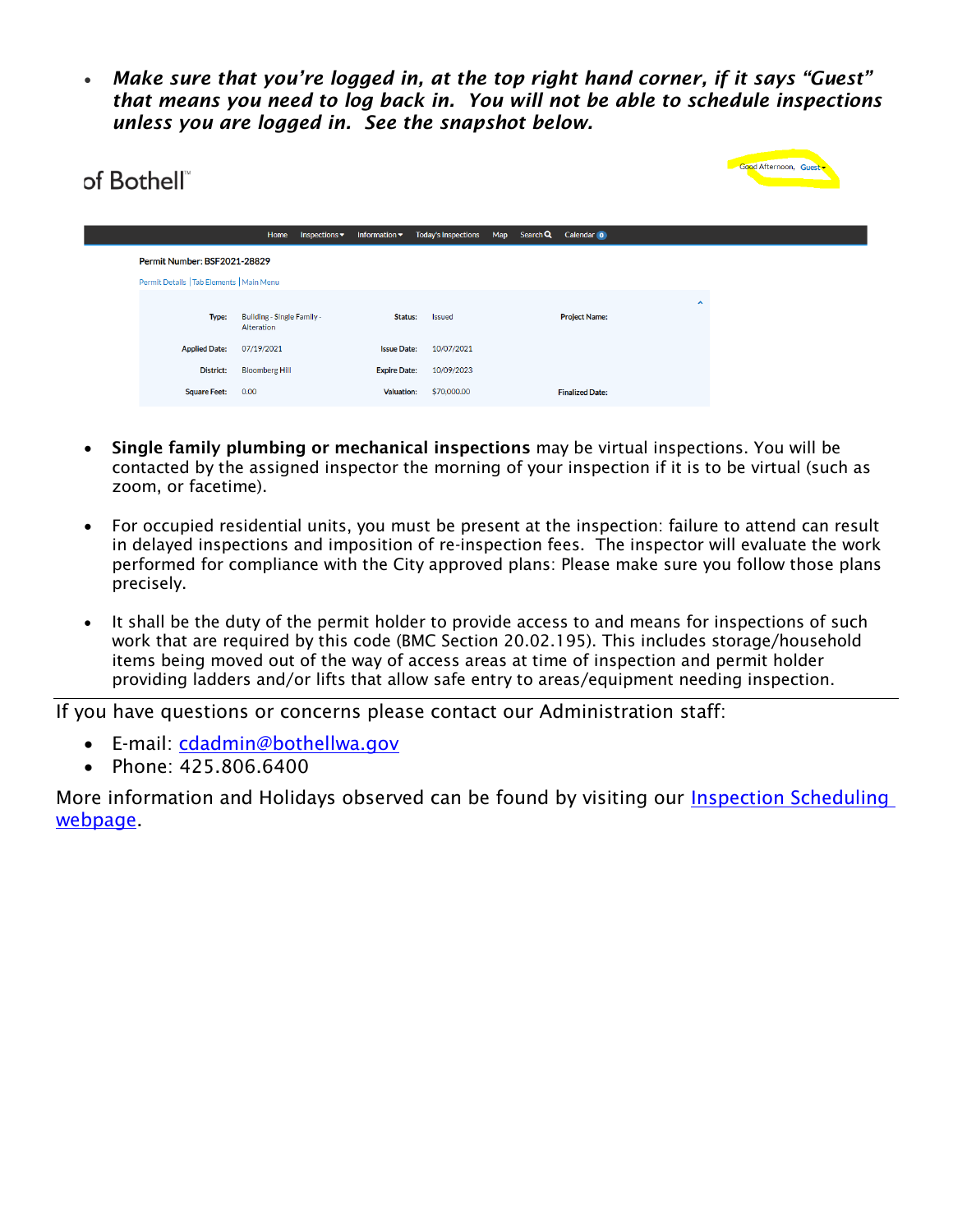- ***Make sure that you're logged in, at the top right hand corner, if it says "Guest" that means you need to log back in. You will not be able to schedule inspections unless you are logged in. See the snapshot below.***

- **Single family plumbing or mechanical inspections** may be virtual inspections. You will be contacted by the assigned inspector the morning of your inspection if it is to be virtual (such as zoom, or facetime).

- For occupied residential units, you must be present at the inspection: failure to attend can result in delayed inspections and imposition of re-inspection fees. The inspector will evaluate the work performed for compliance with the City approved plans: Please make sure you follow those plans precisely.

- It shall be the duty of the permit holder to provide access to and means for inspections of such work that are required by this code (BMC Section 20.02.195). This includes storage/household items being moved out of the way of access areas at time of inspection and permit holder providing ladders and/or lifts that allow safe entry to areas/equipment needing inspection.

---

If you have questions or concerns please contact our Administration staff:

- E-mail: [cdadmin@bothellwa.gov](mailto:cdadmin@bothellwa.gov)
- Phone: 425.806.6400

More information and Holidays observed can be found by visiting our [Inspection Scheduling webpage]().